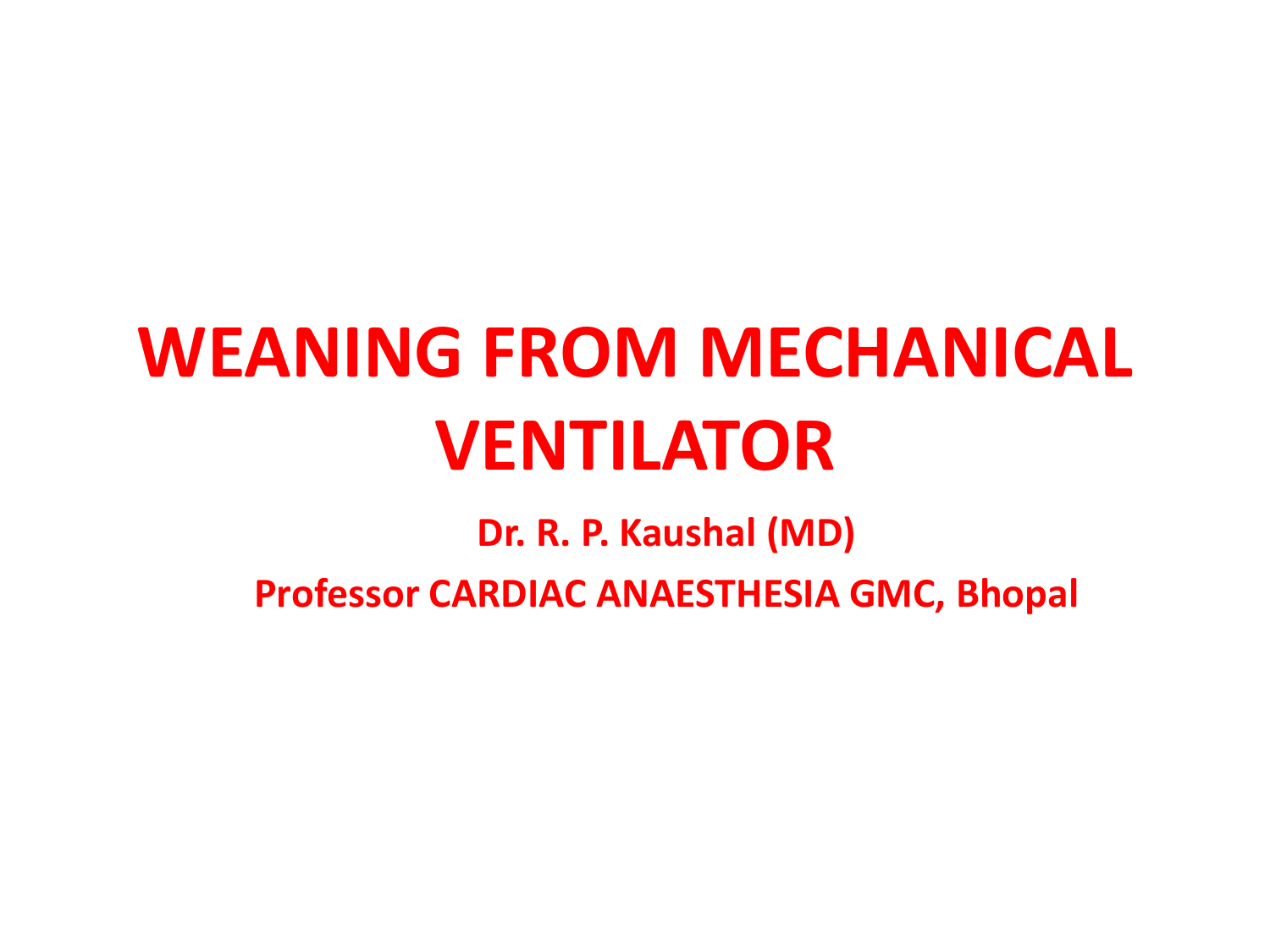# WEANING FROM MECHANICAL VENTILATOR

**Dr. R. P. Kaushal (MD)**

**Professor CARDIAC ANAESTHESIA GMC, Bhopal**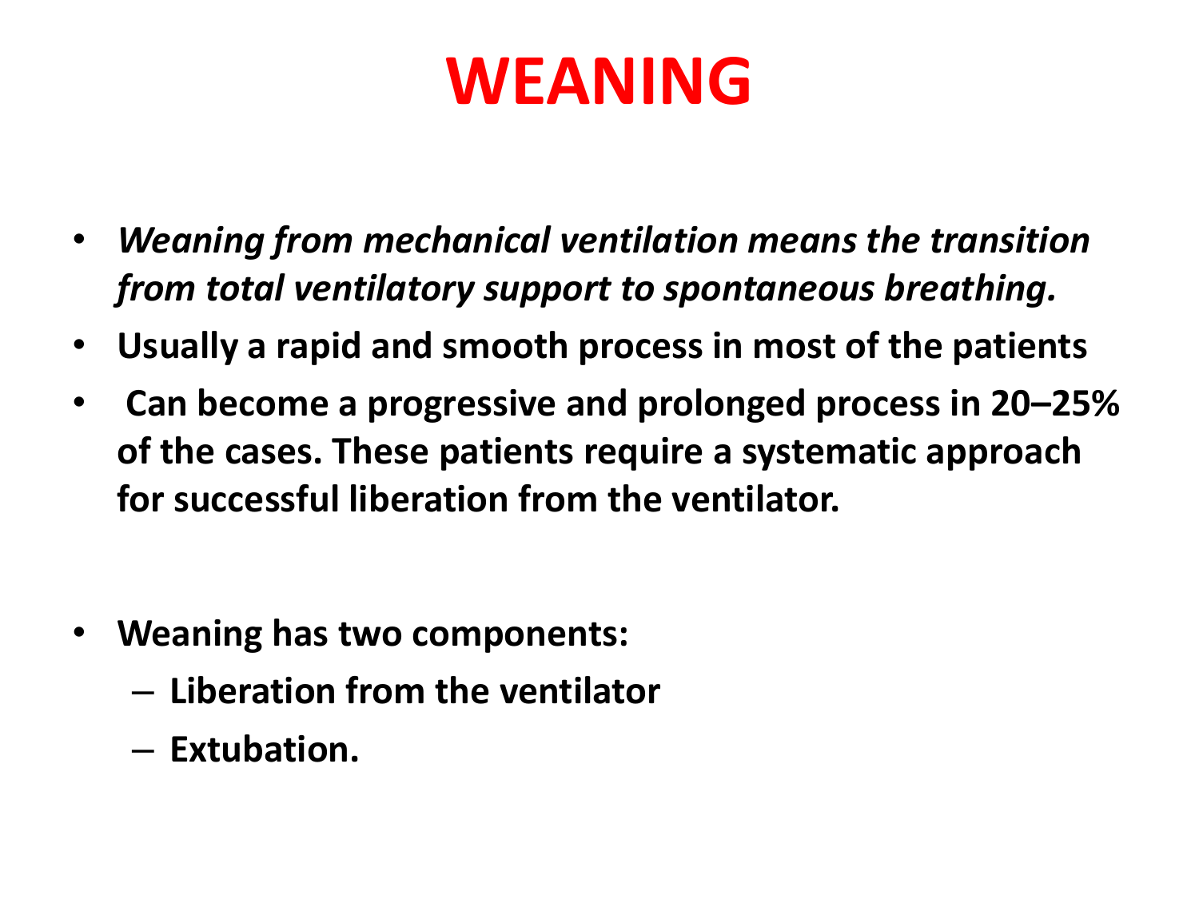# WEANING

- ***Weaning from mechanical ventilation means the transition from total ventilatory support to spontaneous breathing.***
- **Usually a rapid and smooth process in most of the patients**
- **Can become a progressive and prolonged process in 20–25% of the cases. These patients require a systematic approach for successful liberation from the ventilator.**

- **Weaning has two components:**
  - **Liberation from the ventilator**
  - **Extubation.**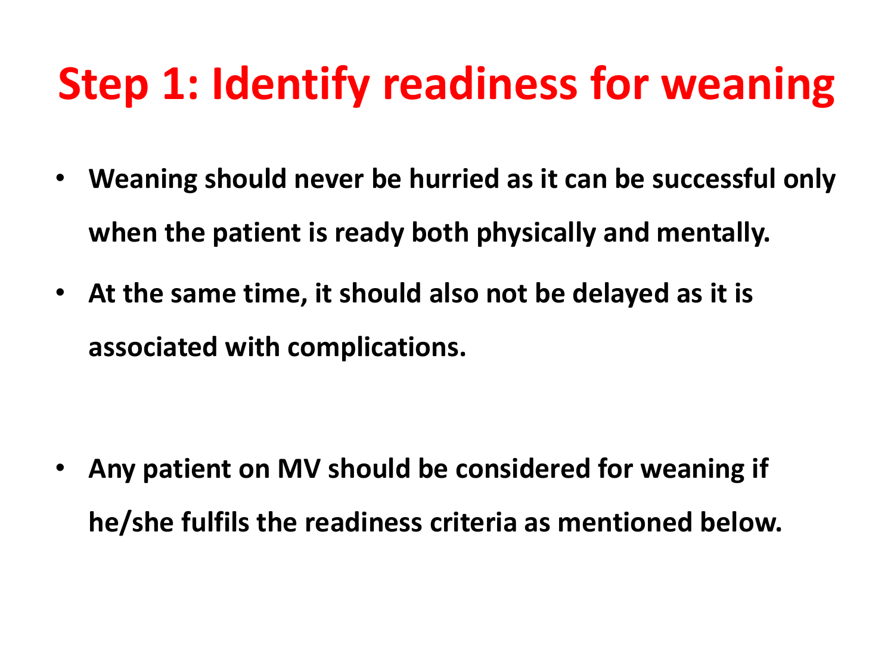# Step 1: Identify readiness for weaning

- **Weaning should never be hurried as it can be successful only when the patient is ready both physically and mentally.**
- **At the same time, it should also not be delayed as it is associated with complications.**
- **Any patient on MV should be considered for weaning if he/she fulfils the readiness criteria as mentioned below.**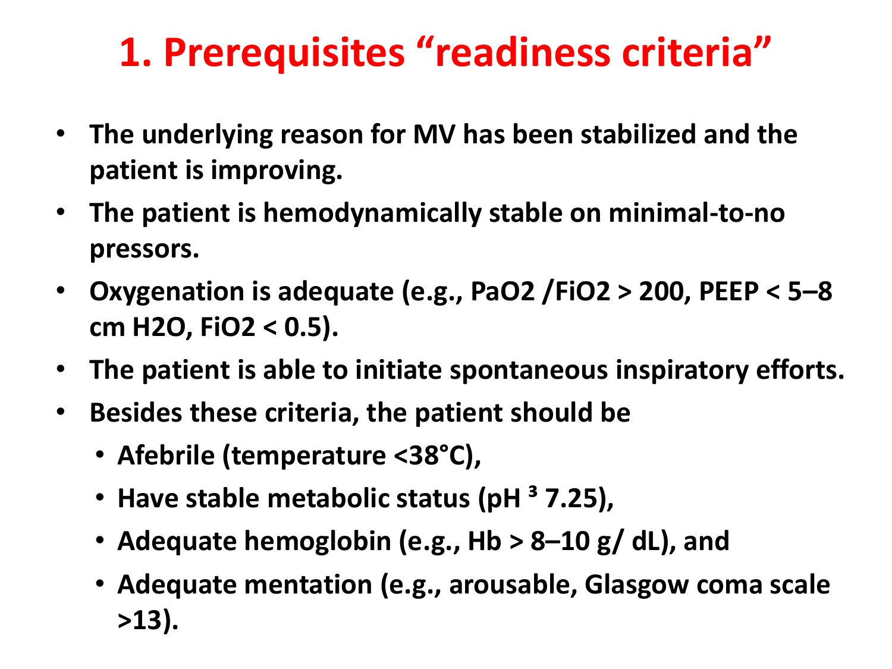# 1. Prerequisites "readiness criteria"

- **The underlying reason for MV has been stabilized and the patient is improving.**
- **The patient is hemodynamically stable on minimal-to-no pressors.**
- **Oxygenation is adequate (e.g., $PaO_2 / FiO_2 > 200$, PEEP < 5–8 cm $H_2O$, $FiO_2 < 0.5$).**
- **The patient is able to initiate spontaneous inspiratory efforts.**
- **Besides these criteria, the patient should be**
  - **Afebrile (temperature <38°C),**
  - **Have stable metabolic status (pH ³ 7.25),**
  - **Adequate hemoglobin (e.g., Hb > 8–10 g/ dL), and**
  - **Adequate mentation (e.g., arousable, Glasgow coma scale >13).**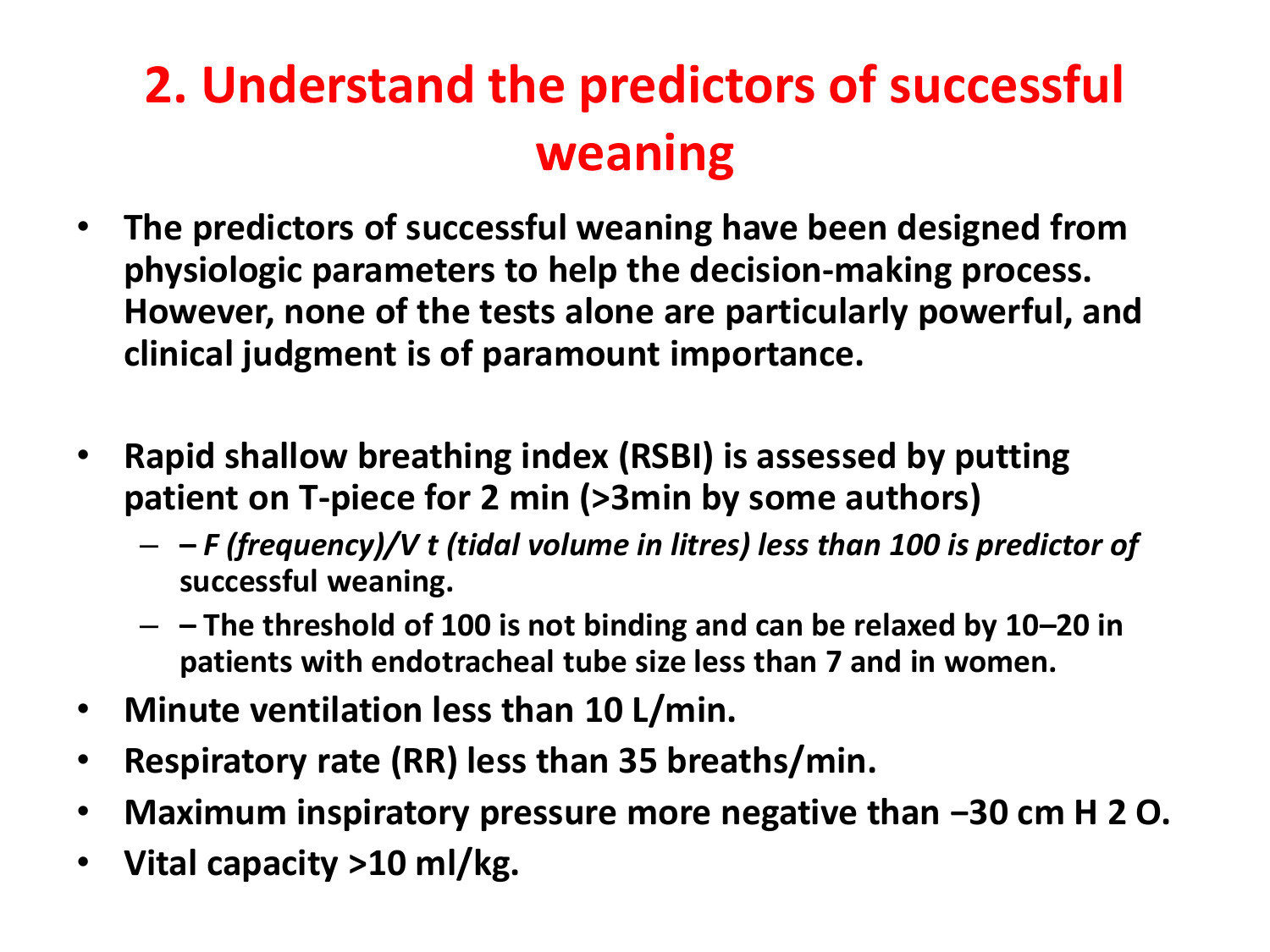# 2. Understand the predictors of successful weaning

- **The predictors of successful weaning have been designed from physiologic parameters to help the decision-making process. However, none of the tests alone are particularly powerful, and clinical judgment is of paramount importance.**

- **Rapid shallow breathing index (RSBI) is assessed by putting patient on T-piece for 2 min (>3min by some authors)**
  - ***– F (frequency)/V t (tidal volume in litres) less than 100 is predictor of*** **successful weaning.**
  - **– The threshold of 100 is not binding and can be relaxed by 10–20 in patients with endotracheal tube size less than 7 and in women.**
- **Minute ventilation less than 10 L/min.**
- **Respiratory rate (RR) less than 35 breaths/min.**
- **Maximum inspiratory pressure more negative than −30 cm $H_2O$.**
- **Vital capacity >10 ml/kg.**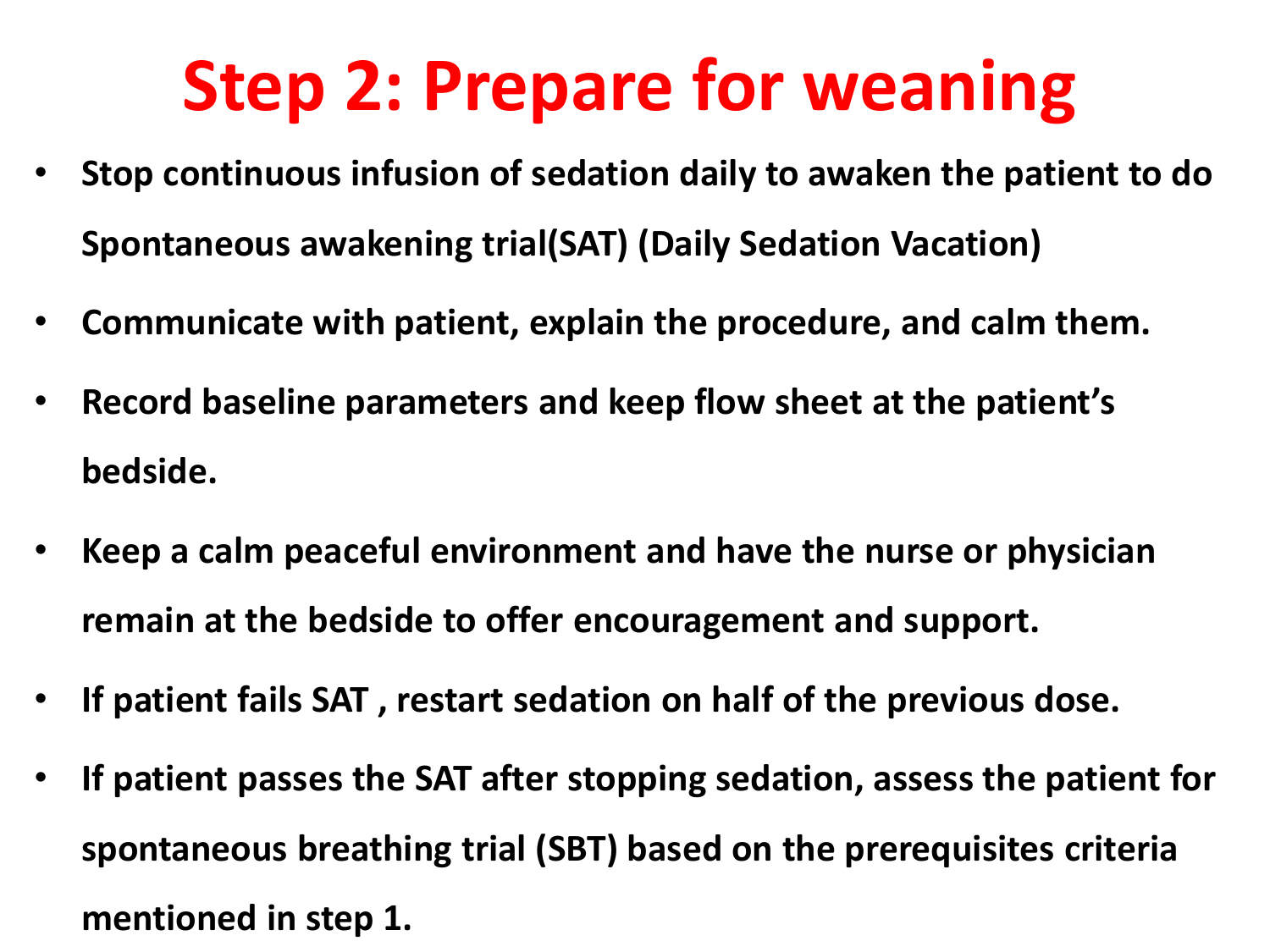# Step 2: Prepare for weaning

- **Stop continuous infusion of sedation daily to awaken the patient to do Spontaneous awakening trial(SAT) (Daily Sedation Vacation)**
- **Communicate with patient, explain the procedure, and calm them.**
- **Record baseline parameters and keep flow sheet at the patient's bedside.**
- **Keep a calm peaceful environment and have the nurse or physician remain at the bedside to offer encouragement and support.**
- **If patient fails SAT , restart sedation on half of the previous dose.**
- **If patient passes the SAT after stopping sedation, assess the patient for spontaneous breathing trial (SBT) based on the prerequisites criteria mentioned in step 1.**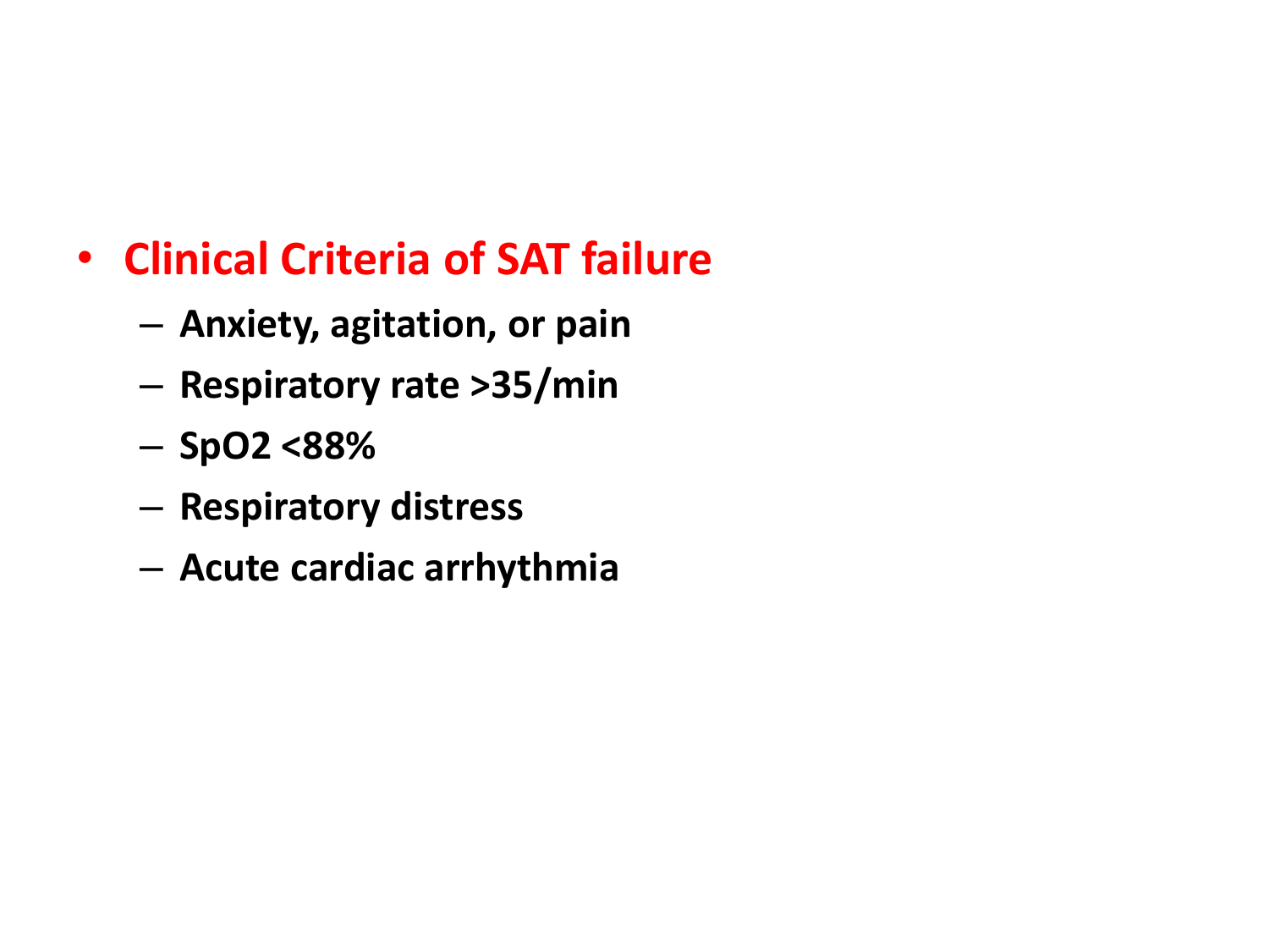- **Clinical Criteria of SAT failure**
  - **Anxiety, agitation, or pain**
  - **Respiratory rate >35/min**
  - **$SpO_2$ <88%**
  - **Respiratory distress**
  - **Acute cardiac arrhythmia**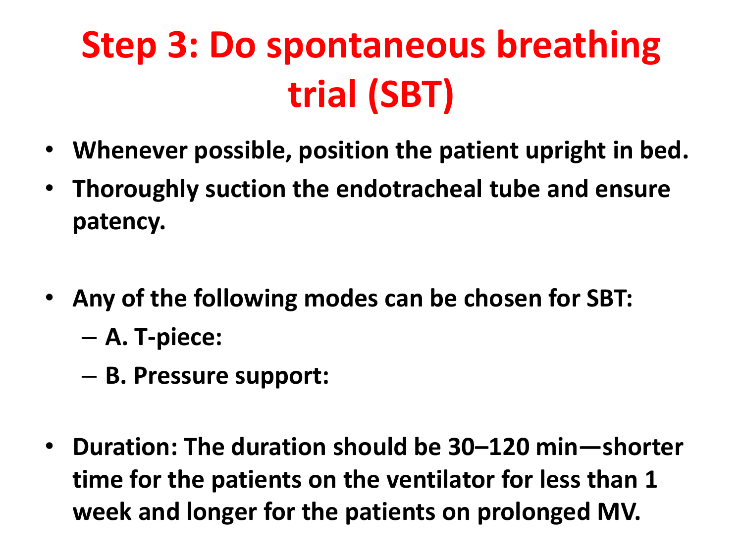# Step 3: Do spontaneous breathing trial (SBT)

- **Whenever possible, position the patient upright in bed.**
- **Thoroughly suction the endotracheal tube and ensure patency.**

- **Any of the following modes can be chosen for SBT:**
  - **A. T-piece:**
  - **B. Pressure support:**

- **Duration: The duration should be 30–120 min—shorter time for the patients on the ventilator for less than 1 week and longer for the patients on prolonged MV.**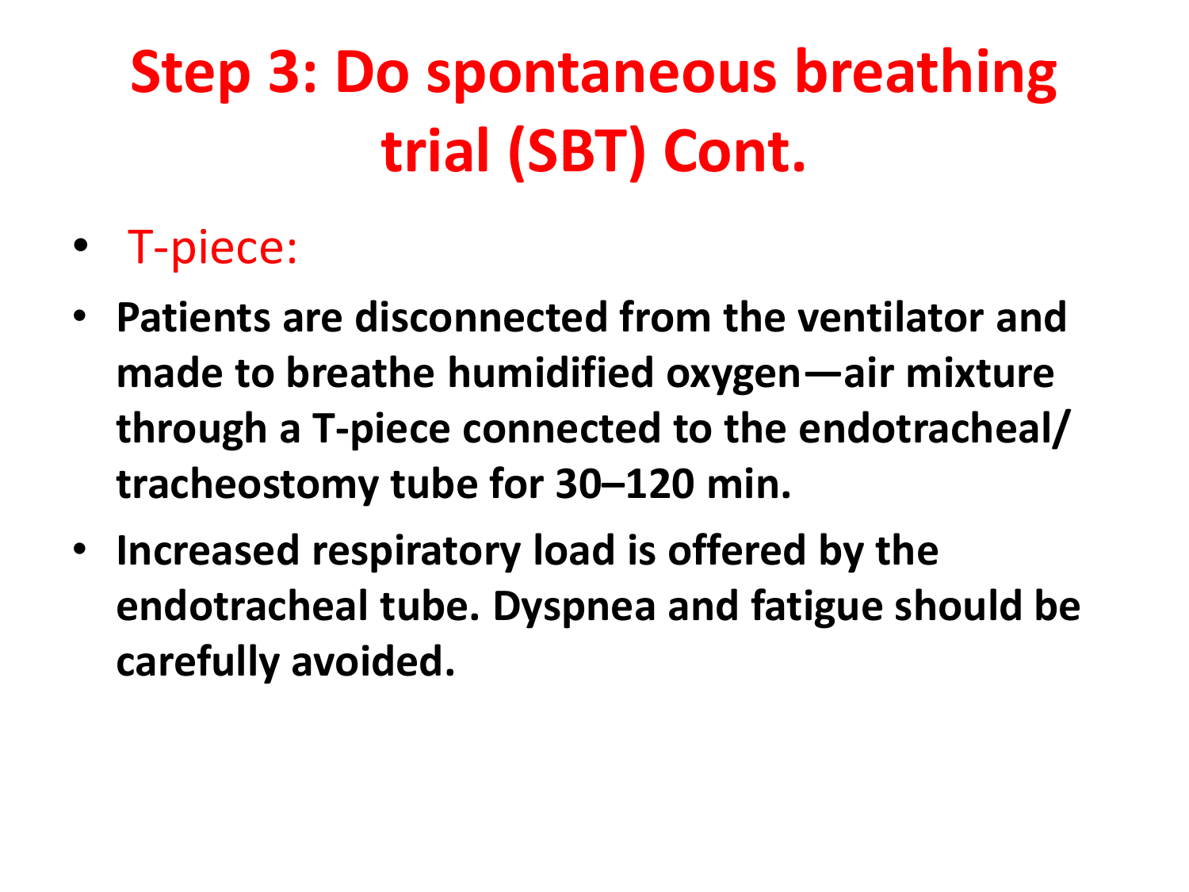# Step 3: Do spontaneous breathing trial (SBT) Cont.

- T-piece:
- **Patients are disconnected from the ventilator and made to breathe humidified oxygen—air mixture through a T-piece connected to the endotracheal/ tracheostomy tube for 30–120 min.**
- **Increased respiratory load is offered by the endotracheal tube. Dyspnea and fatigue should be carefully avoided.**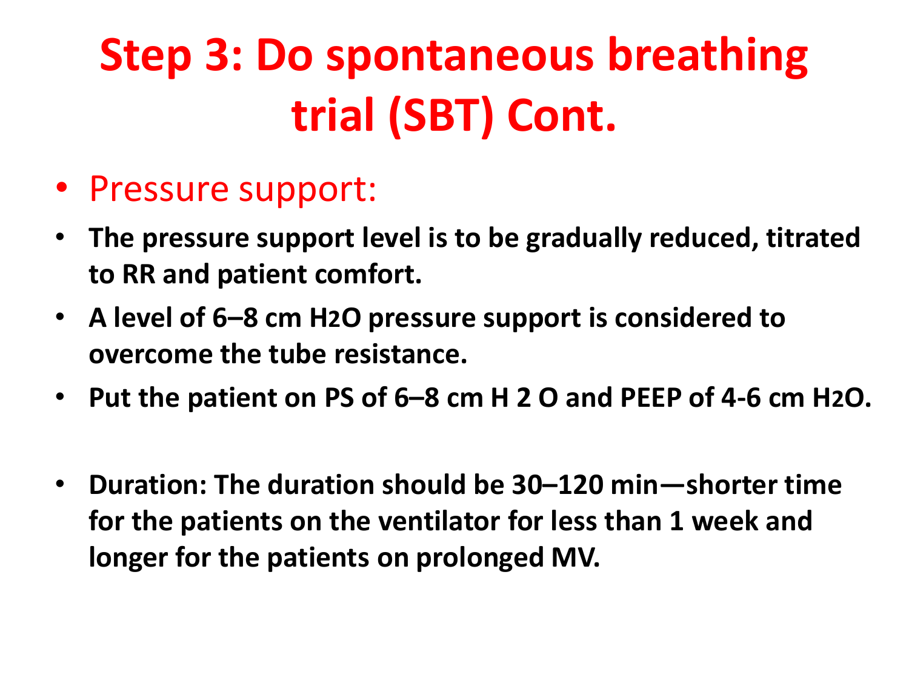# Step 3: Do spontaneous breathing trial (SBT) Cont.

- Pressure support:
- **The pressure support level is to be gradually reduced, titrated to RR and patient comfort.**
- **A level of 6–8 cm $H_2O$ pressure support is considered to overcome the tube resistance.**
- **Put the patient on PS of 6–8 cm H 2 O and PEEP of 4-6 cm $H_2O$.**
- **Duration: The duration should be 30–120 min—shorter time for the patients on the ventilator for less than 1 week and longer for the patients on prolonged MV.**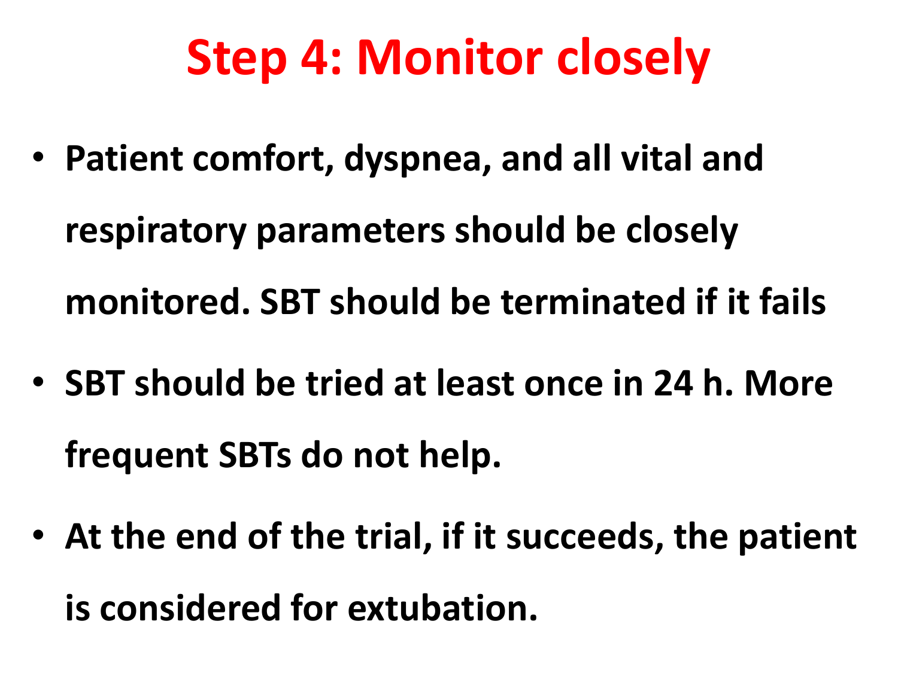# Step 4: Monitor closely

- **Patient comfort, dyspnea, and all vital and respiratory parameters should be closely monitored. SBT should be terminated if it fails**
- **SBT should be tried at least once in 24 h. More frequent SBTs do not help.**
- **At the end of the trial, if it succeeds, the patient is considered for extubation.**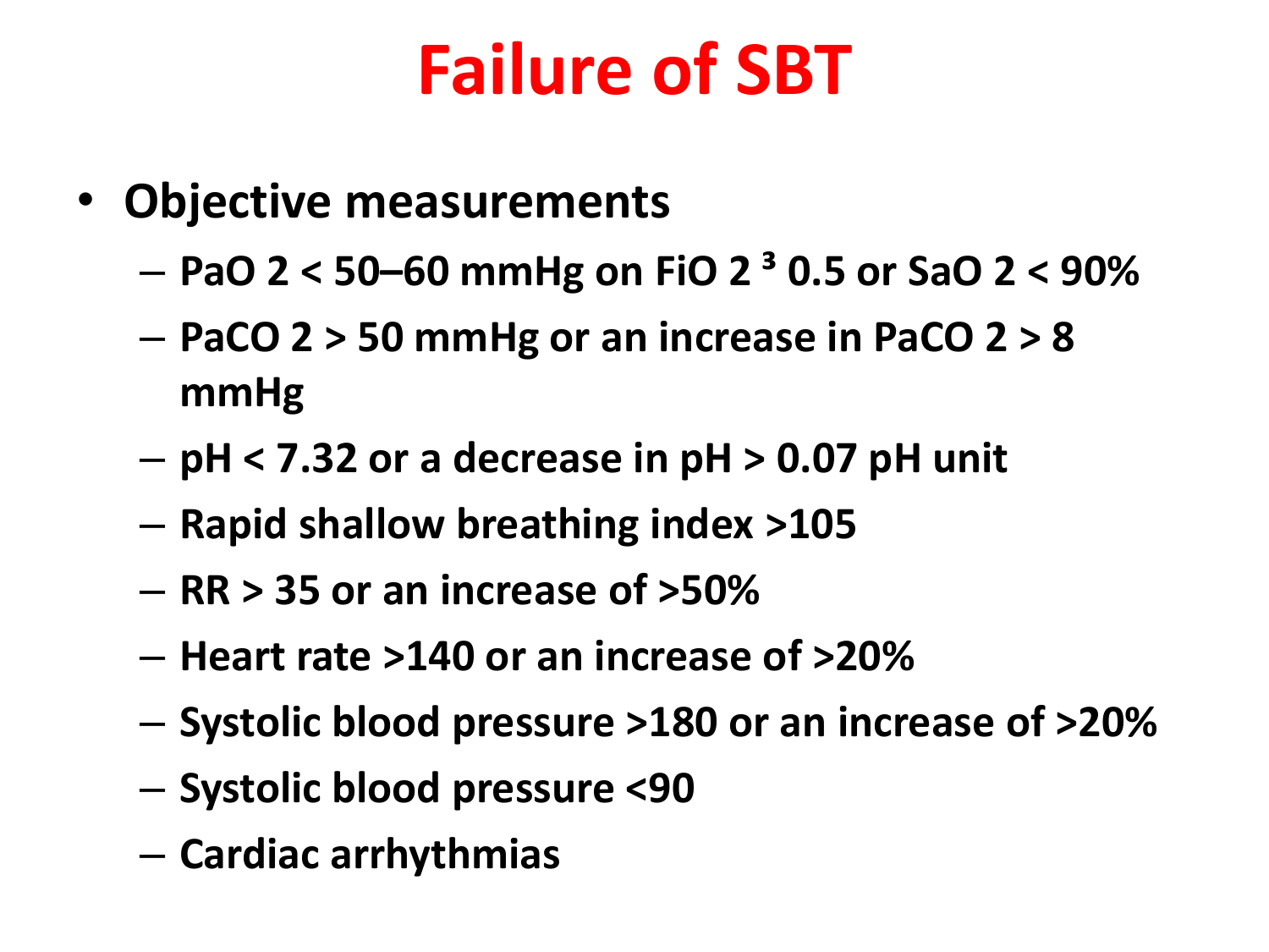# Failure of SBT

- **Objective measurements**
  - $PaO_2 < 50–60$ mmHg on $FiO_2$ ³ 0.5 or $SaO_2 < 90\%$
  - $PaCO_2 > 50$ mmHg or an increase in $PaCO_2 > 8$ mmHg
  - pH < 7.32 or a decrease in pH > 0.07 pH unit
  - Rapid shallow breathing index >105
  - RR > 35 or an increase of >50%
  - Heart rate >140 or an increase of >20%
  - Systolic blood pressure >180 or an increase of >20%
  - Systolic blood pressure <90
  - Cardiac arrhythmias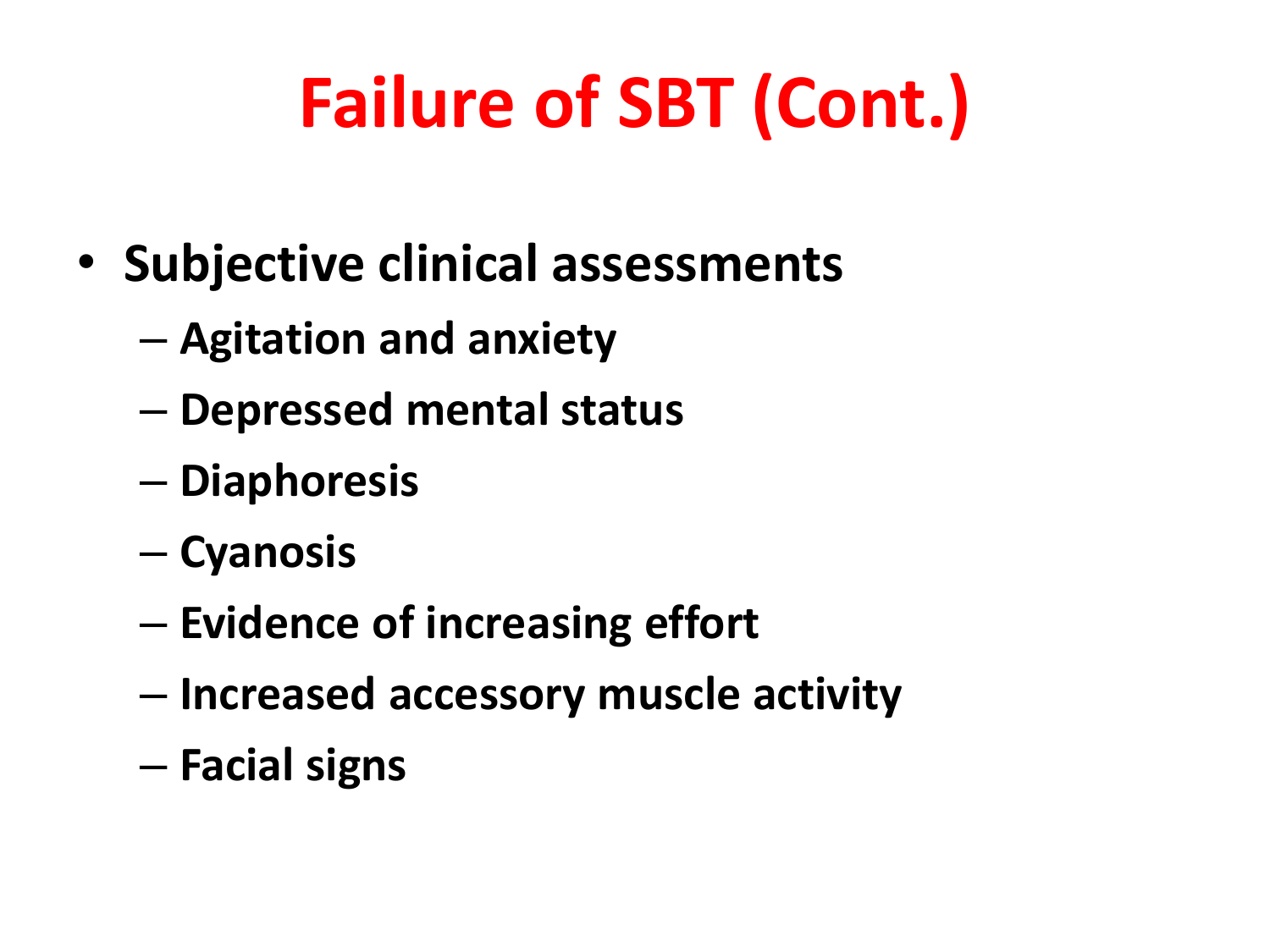# Failure of SBT (Cont.)

- **Subjective clinical assessments**
  - **Agitation and anxiety**
  - **Depressed mental status**
  - **Diaphoresis**
  - **Cyanosis**
  - **Evidence of increasing effort**
  - **Increased accessory muscle activity**
  - **Facial signs**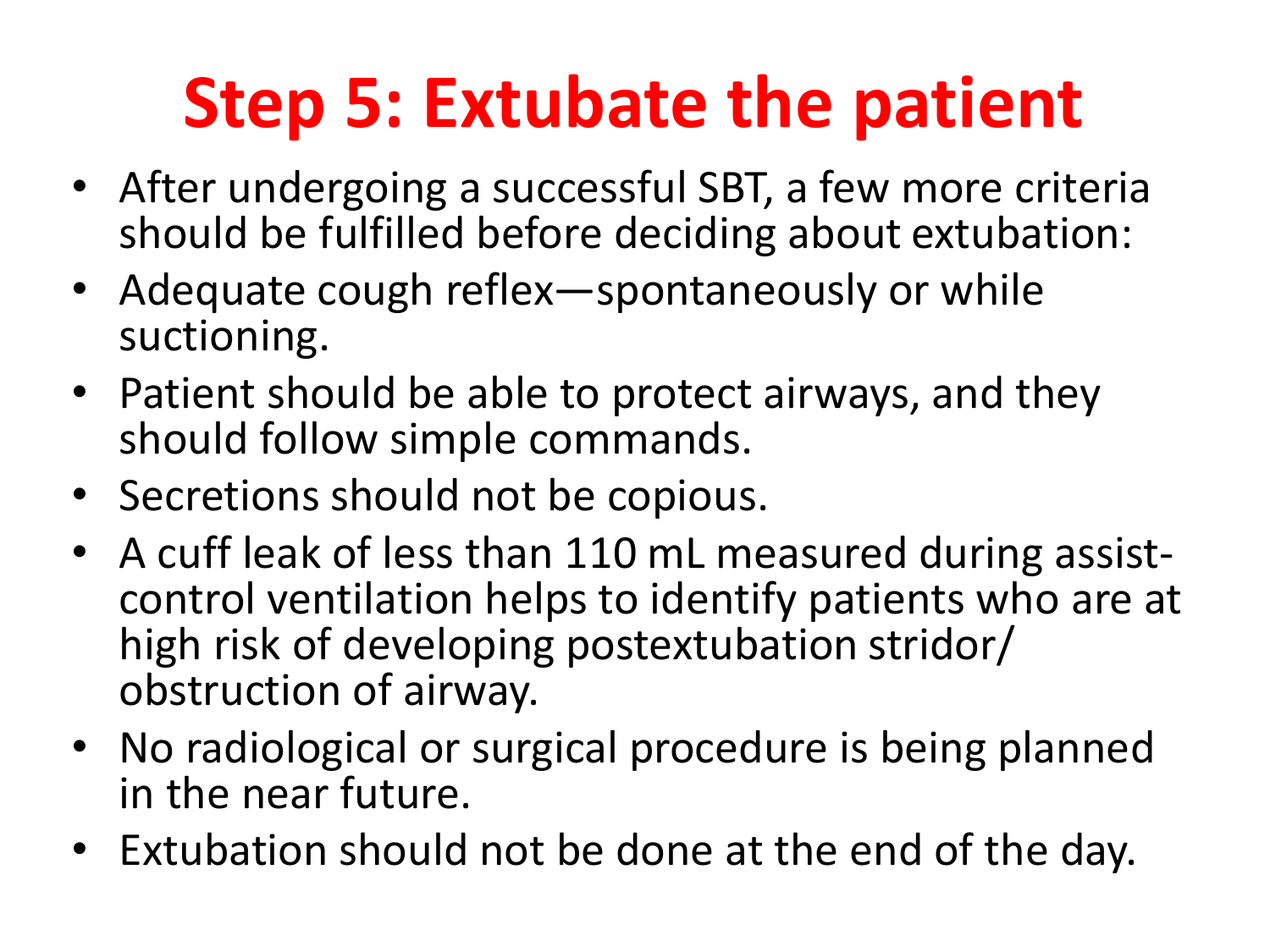# Step 5: Extubate the patient

- After undergoing a successful SBT, a few more criteria should be fulfilled before deciding about extubation:
- Adequate cough reflex—spontaneously or while suctioning.
- Patient should be able to protect airways, and they should follow simple commands.
- Secretions should not be copious.
- A cuff leak of less than 110 mL measured during assist-control ventilation helps to identify patients who are at high risk of developing postextubation stridor/ obstruction of airway.
- No radiological or surgical procedure is being planned in the near future.
- Extubation should not be done at the end of the day.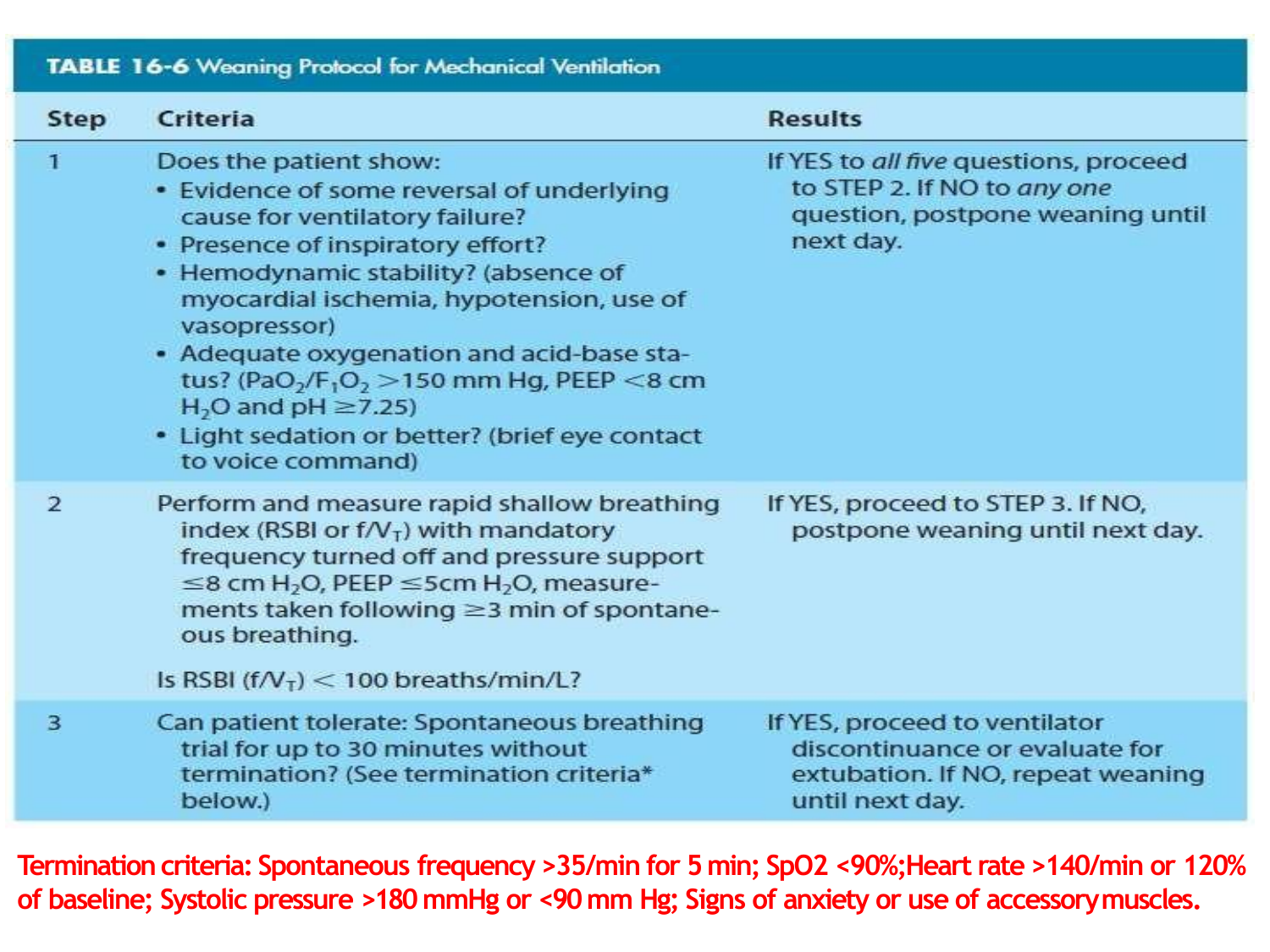**TABLE 16-6 Weaning Protocol for Mechanical Ventilation**

| Step | Criteria | Results |
|---|---|---|
| 1 | Does the patient show:<br>• Evidence of some reversal of underlying cause for ventilatory failure?<br>• Presence of inspiratory effort?<br>• Hemodynamic stability? (absence of myocardial ischemia, hypotension, use of vasopressor)<br>• Adequate oxygenation and acid-base status? ($PaO_2/F_IO_2$ >150 mm Hg, PEEP <8 cm $H_2O$ and pH ≥7.25)<br>• Light sedation or better? (brief eye contact to voice command) | If YES to *all five* questions, proceed to STEP 2. If NO to *any one* question, postpone weaning until next day. |
| 2 | Perform and measure rapid shallow breathing index (RSBI or $f/V_T$) with mandatory frequency turned off and pressure support ≤8 cm $H_2O$, PEEP ≤5cm $H_2O$, measurements taken following ≥3 min of spontaneous breathing.<br><br>Is RSBI ($f/V_T$) < 100 breaths/min/L? | If YES, proceed to STEP 3. If NO, postpone weaning until next day. |
| 3 | Can patient tolerate: Spontaneous breathing trial for up to 30 minutes without termination? (See termination criteria* below.) | If YES, proceed to ventilator discontinuance or evaluate for extubation. If NO, repeat weaning until next day. |

Termination criteria: Spontaneous frequency >35/min for 5 min; SpO2 <90%; Heart rate >140/min or 120% of baseline; Systolic pressure >180 mmHg or <90 mm Hg; Signs of anxiety or use of accessory muscles.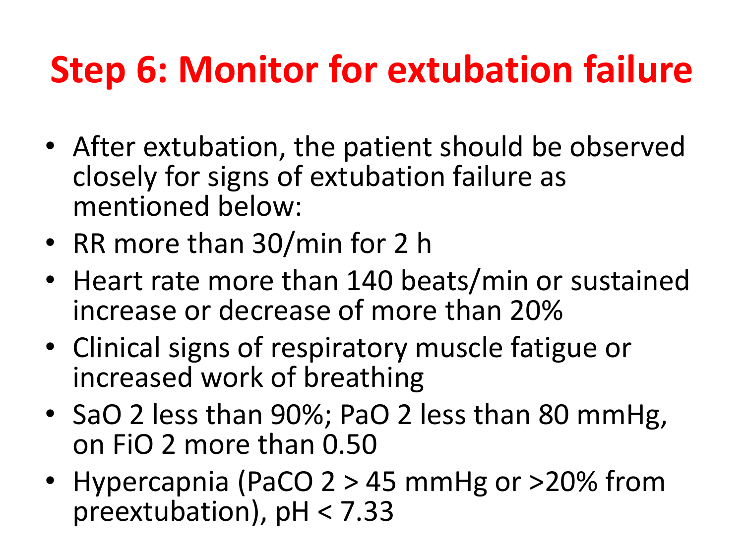# Step 6: Monitor for extubation failure

- After extubation, the patient should be observed closely for signs of extubation failure as mentioned below:
- RR more than 30/min for 2 h
- Heart rate more than 140 beats/min or sustained increase or decrease of more than 20%
- Clinical signs of respiratory muscle fatigue or increased work of breathing
- $SaO_2$ less than 90%; $PaO_2$ less than 80 mmHg, on $FiO_2$ more than 0.50
- Hypercapnia ($PaCO_2 > 45$ mmHg or >20% from preextubation), pH < 7.33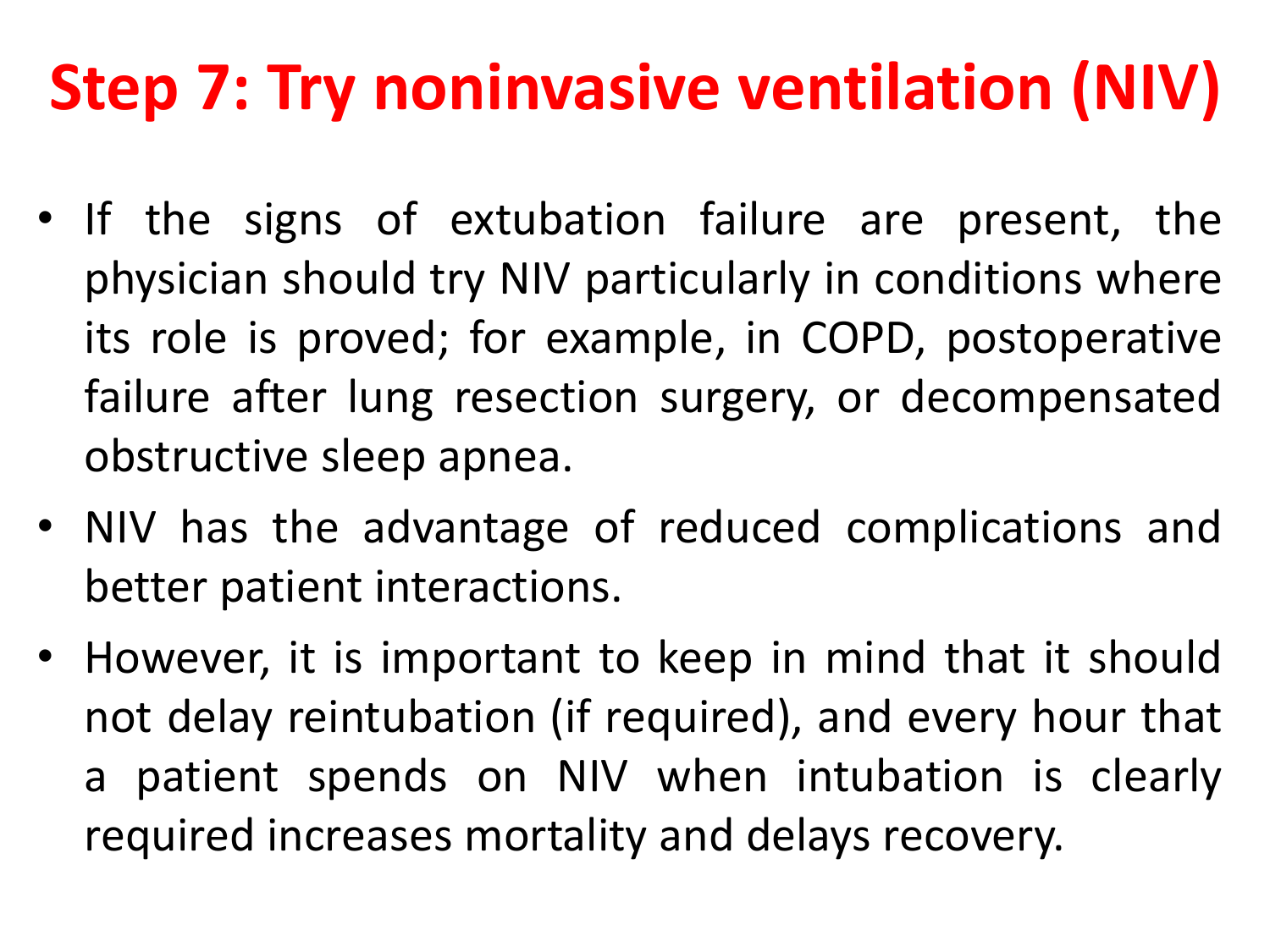# Step 7: Try noninvasive ventilation (NIV)

- If the signs of extubation failure are present, the physician should try NIV particularly in conditions where its role is proved; for example, in COPD, postoperative failure after lung resection surgery, or decompensated obstructive sleep apnea.
- NIV has the advantage of reduced complications and better patient interactions.
- However, it is important to keep in mind that it should not delay reintubation (if required), and every hour that a patient spends on NIV when intubation is clearly required increases mortality and delays recovery.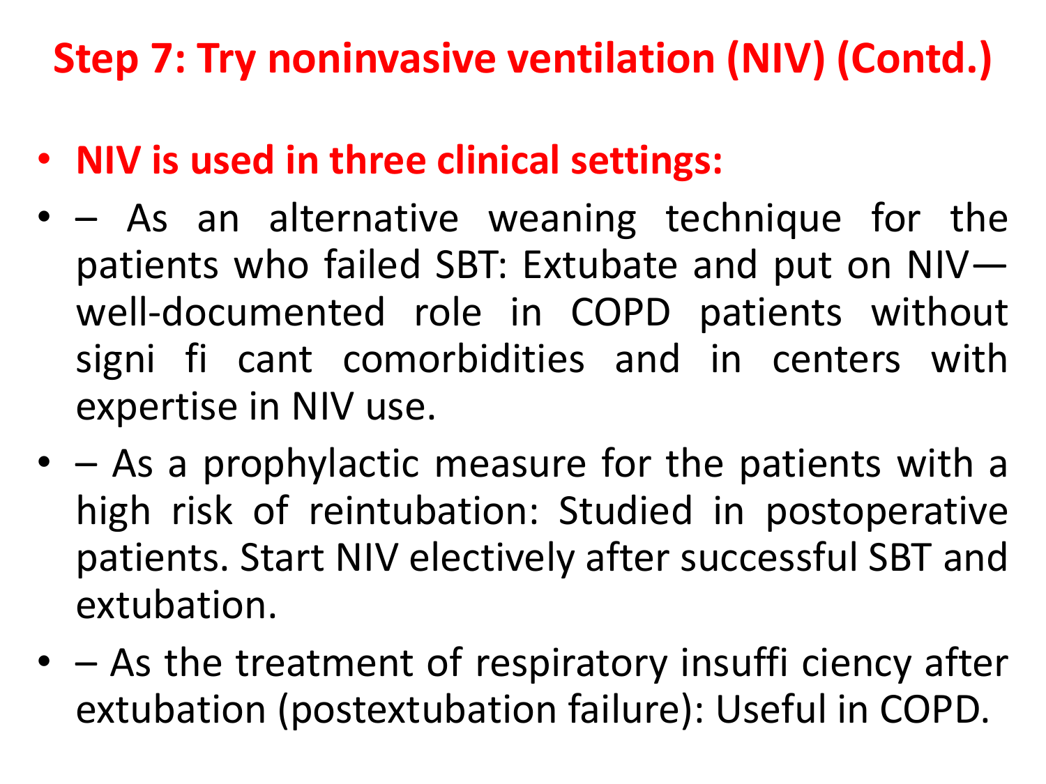# Step 7: Try noninvasive ventilation (NIV) (Contd.)

- **NIV is used in three clinical settings:**
- – As an alternative weaning technique for the patients who failed SBT: Extubate and put on NIV—well-documented role in COPD patients without signi fi cant comorbidities and in centers with expertise in NIV use.
- – As a prophylactic measure for the patients with a high risk of reintubation: Studied in postoperative patients. Start NIV electively after successful SBT and extubation.
- – As the treatment of respiratory insuffi ciency after extubation (postextubation failure): Useful in COPD.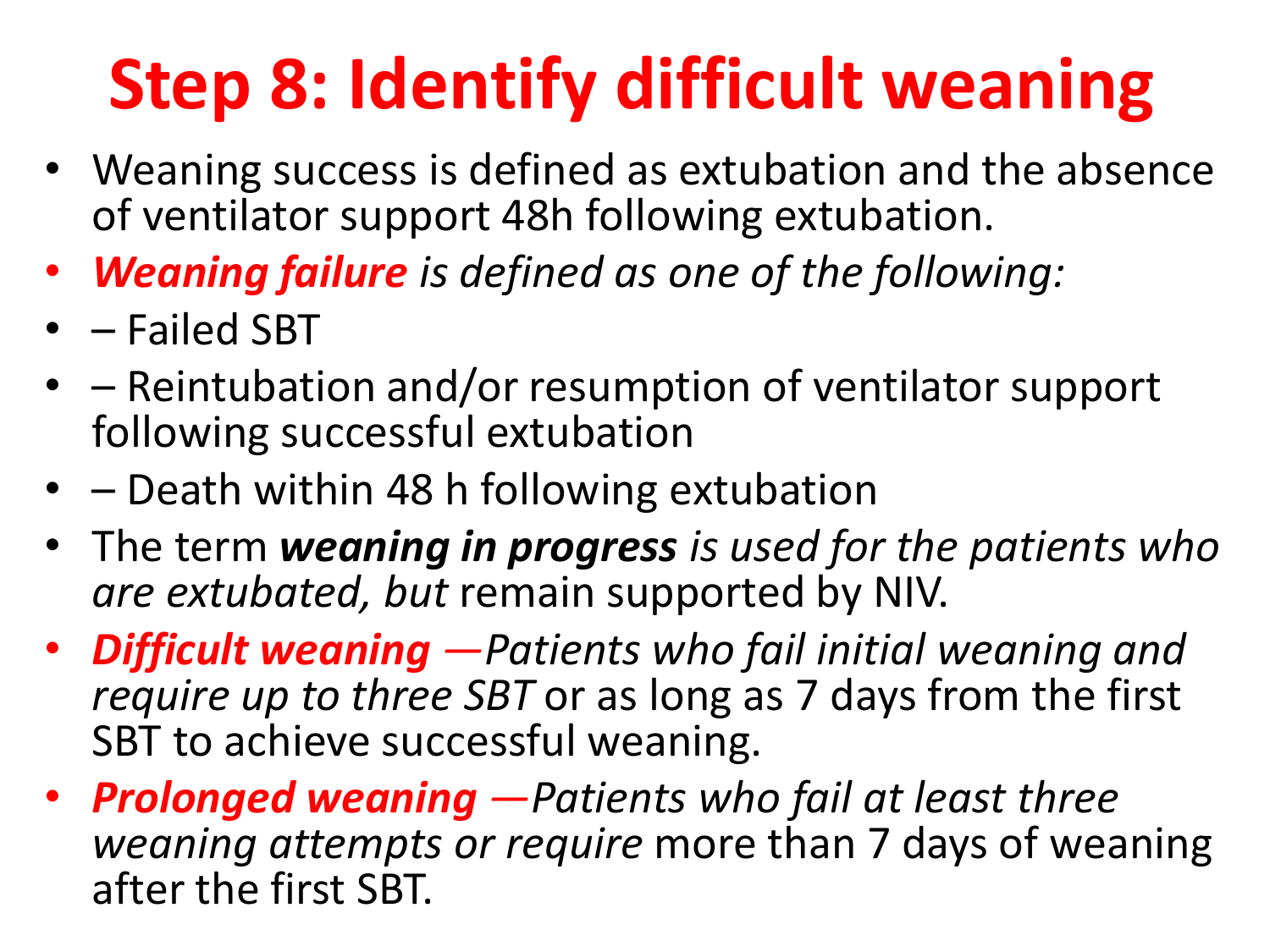# Step 8: Identify difficult weaning

- Weaning success is defined as extubation and the absence of ventilator support 48h following extubation.
- ***Weaning failure** is defined as one of the following:*
- – Failed SBT
- – Reintubation and/or resumption of ventilator support following successful extubation
- – Death within 48 h following extubation
- The term ***weaning in progress*** *is used for the patients who are extubated, but* remain supported by NIV.
- ***Difficult weaning** —Patients who fail initial weaning and require up to three SBT* or as long as 7 days from the first SBT to achieve successful weaning.
- ***Prolonged weaning** —Patients who fail at least three weaning attempts or require* more than 7 days of weaning after the first SBT.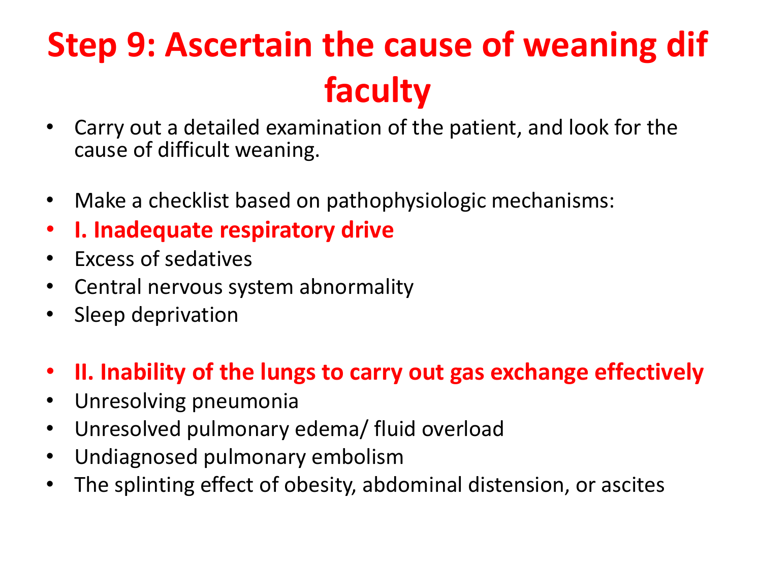# Step 9: Ascertain the cause of weaning dif faculty

- Carry out a detailed examination of the patient, and look for the cause of difficult weaning.
- Make a checklist based on pathophysiologic mechanisms:
- **I. Inadequate respiratory drive**
- Excess of sedatives
- Central nervous system abnormality
- Sleep deprivation
- **II. Inability of the lungs to carry out gas exchange effectively**
- Unresolving pneumonia
- Unresolved pulmonary edema/ fluid overload
- Undiagnosed pulmonary embolism
- The splinting effect of obesity, abdominal distension, or ascites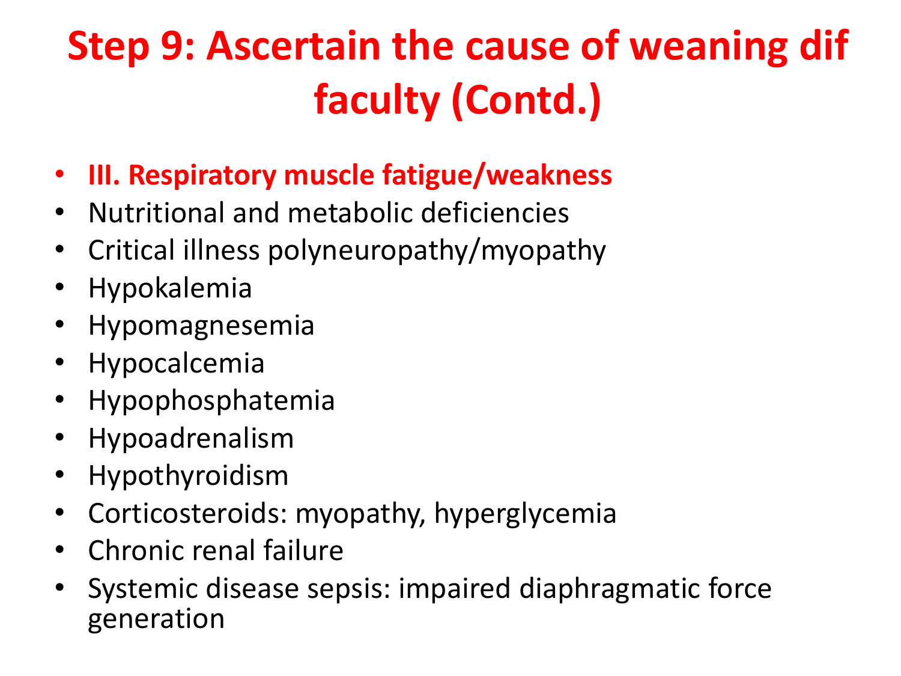# Step 9: Ascertain the cause of weaning dif faculty (Contd.)

- **III. Respiratory muscle fatigue/weakness**
- Nutritional and metabolic deficiencies
- Critical illness polyneuropathy/myopathy
- Hypokalemia
- Hypomagnesemia
- Hypocalcemia
- Hypophosphatemia
- Hypoadrenalism
- Hypothyroidism
- Corticosteroids: myopathy, hyperglycemia
- Chronic renal failure
- Systemic disease sepsis: impaired diaphragmatic force generation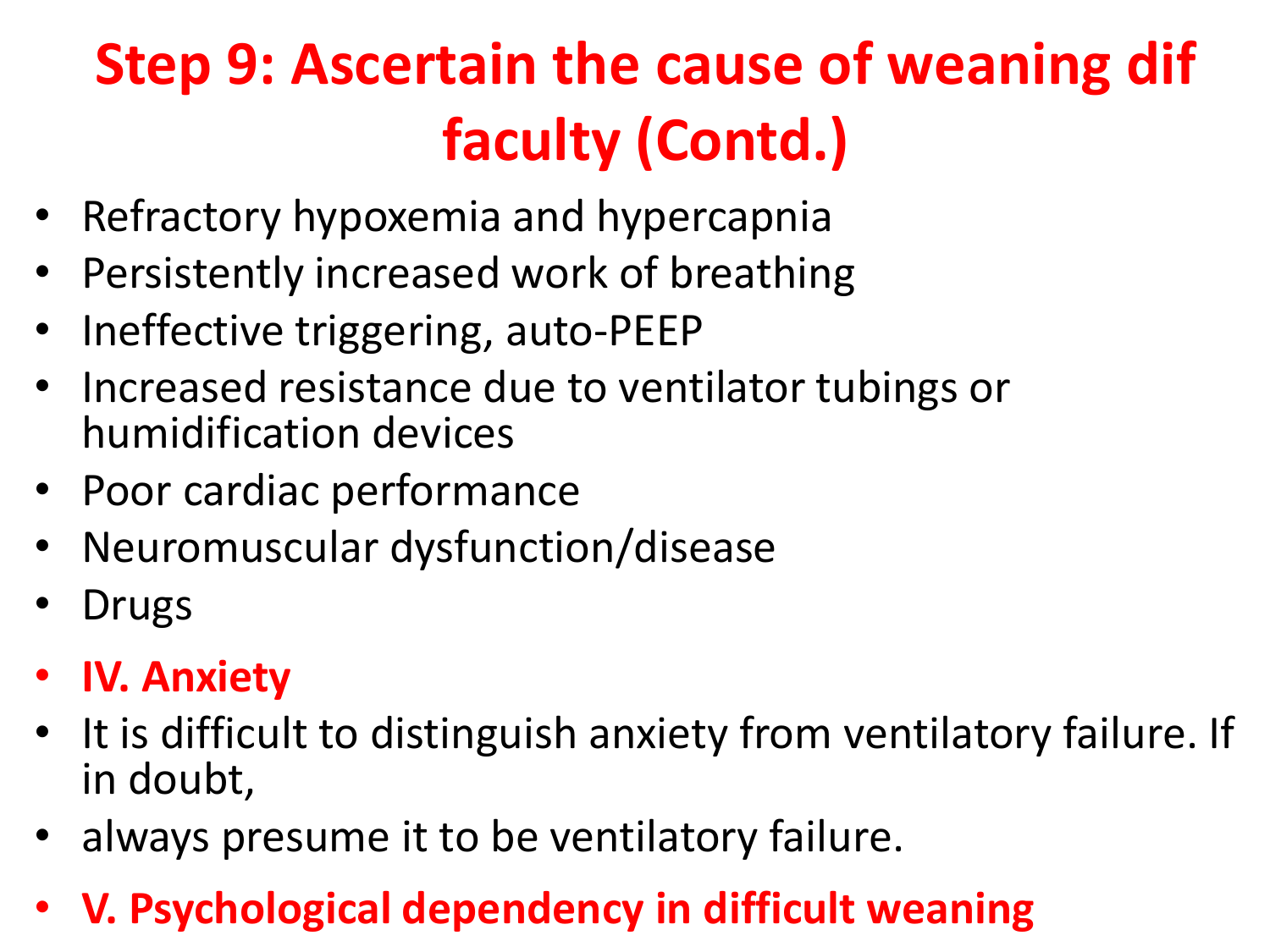# Step 9: Ascertain the cause of weaning dif faculty (Contd.)

- Refractory hypoxemia and hypercapnia
- Persistently increased work of breathing
- Ineffective triggering, auto-PEEP
- Increased resistance due to ventilator tubings or humidification devices
- Poor cardiac performance
- Neuromuscular dysfunction/disease
- Drugs
- **IV. Anxiety**
- It is difficult to distinguish anxiety from ventilatory failure. If in doubt,
- always presume it to be ventilatory failure.
- **V. Psychological dependency in difficult weaning**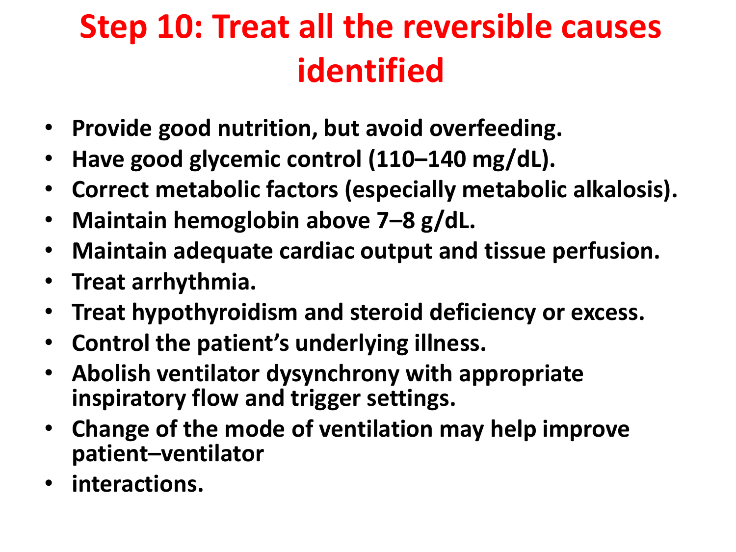# Step 10: Treat all the reversible causes identified

- **Provide good nutrition, but avoid overfeeding.**
- **Have good glycemic control (110–140 mg/dL).**
- **Correct metabolic factors (especially metabolic alkalosis).**
- **Maintain hemoglobin above 7–8 g/dL.**
- **Maintain adequate cardiac output and tissue perfusion.**
- **Treat arrhythmia.**
- **Treat hypothyroidism and steroid deficiency or excess.**
- **Control the patient's underlying illness.**
- **Abolish ventilator dysynchrony with appropriate inspiratory flow and trigger settings.**
- **Change of the mode of ventilation may help improve patient–ventilator**
- **interactions.**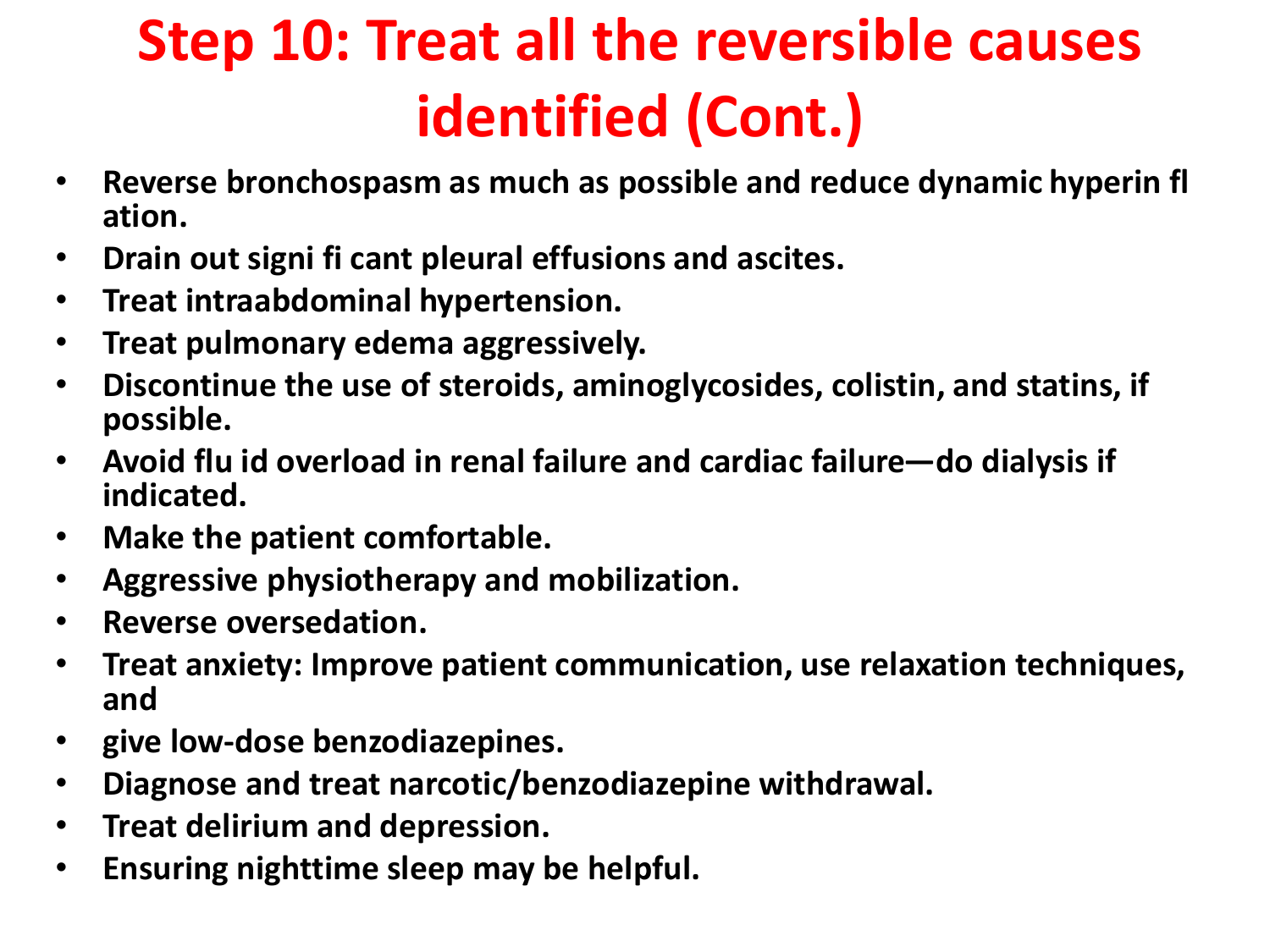# Step 10: Treat all the reversible causes identified (Cont.)

- Reverse bronchospasm as much as possible and reduce dynamic hyperin fl ation.
- Drain out signi fi cant pleural effusions and ascites.
- Treat intraabdominal hypertension.
- Treat pulmonary edema aggressively.
- Discontinue the use of steroids, aminoglycosides, colistin, and statins, if possible.
- Avoid flu id overload in renal failure and cardiac failure—do dialysis if indicated.
- Make the patient comfortable.
- Aggressive physiotherapy and mobilization.
- Reverse oversedation.
- Treat anxiety: Improve patient communication, use relaxation techniques, and
- give low-dose benzodiazepines.
- Diagnose and treat narcotic/benzodiazepine withdrawal.
- Treat delirium and depression.
- Ensuring nighttime sleep may be helpful.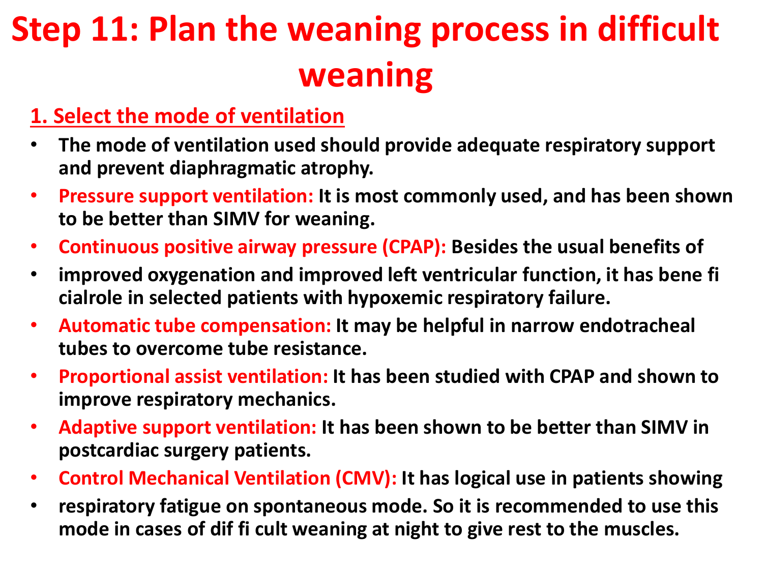# Step 11: Plan the weaning process in difficult weaning

## 1. Select the mode of ventilation

- **The mode of ventilation used should provide adequate respiratory support and prevent diaphragmatic atrophy.**
- **Pressure support ventilation: It is most commonly used, and has been shown to be better than SIMV for weaning.**
- **Continuous positive airway pressure (CPAP): Besides the usual benefits of**
- **improved oxygenation and improved left ventricular function, it has bene fi cialrole in selected patients with hypoxemic respiratory failure.**
- **Automatic tube compensation: It may be helpful in narrow endotracheal tubes to overcome tube resistance.**
- **Proportional assist ventilation: It has been studied with CPAP and shown to improve respiratory mechanics.**
- **Adaptive support ventilation: It has been shown to be better than SIMV in postcardiac surgery patients.**
- **Control Mechanical Ventilation (CMV): It has logical use in patients showing**
- **respiratory fatigue on spontaneous mode. So it is recommended to use this mode in cases of dif fi cult weaning at night to give rest to the muscles.**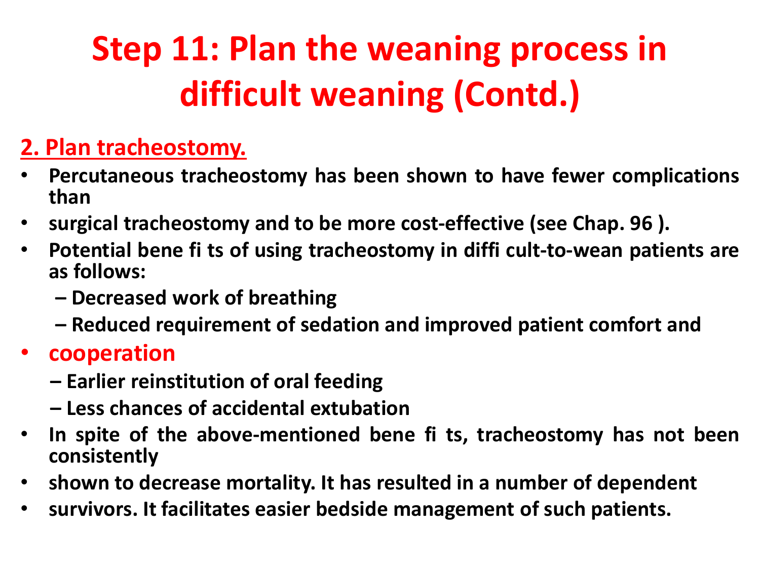# Step 11: Plan the weaning process in difficult weaning (Contd.)

**2. Plan tracheostomy.**

- **Percutaneous tracheostomy has been shown to have fewer complications than**
- **surgical tracheostomy and to be more cost-effective (see Chap. 96 ).**
- **Potential bene fi ts of using tracheostomy in diffi cult-to-wean patients are as follows:**
  - **Decreased work of breathing**
  - **Reduced requirement of sedation and improved patient comfort and**
- **cooperation**
  - **Earlier reinstitution of oral feeding**
  - **Less chances of accidental extubation**
- **In spite of the above-mentioned bene fi ts, tracheostomy has not been consistently**
- **shown to decrease mortality. It has resulted in a number of dependent**
- **survivors. It facilitates easier bedside management of such patients.**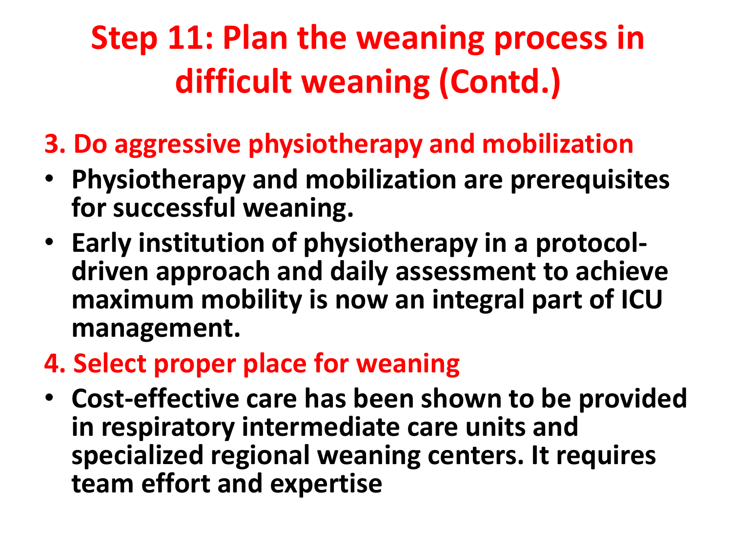# Step 11: Plan the weaning process in difficult weaning (Contd.)

## 3. Do aggressive physiotherapy and mobilization

- **Physiotherapy and mobilization are prerequisites for successful weaning.**
- **Early institution of physiotherapy in a protocol-driven approach and daily assessment to achieve maximum mobility is now an integral part of ICU management.**

## 4. Select proper place for weaning

- **Cost-effective care has been shown to be provided in respiratory intermediate care units and specialized regional weaning centers. It requires team effort and expertise**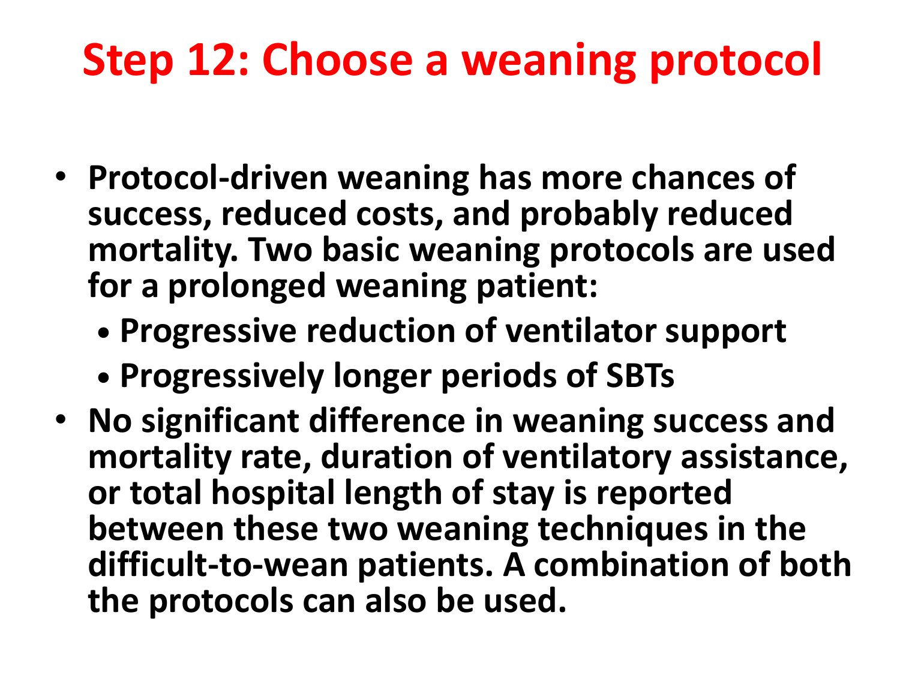# Step 12: Choose a weaning protocol

- **Protocol-driven weaning has more chances of success, reduced costs, and probably reduced mortality. Two basic weaning protocols are used for a prolonged weaning patient:**
  - **Progressive reduction of ventilator support**
  - **Progressively longer periods of SBTs**
- **No significant difference in weaning success and mortality rate, duration of ventilatory assistance, or total hospital length of stay is reported between these two weaning techniques in the difficult-to-wean patients. A combination of both the protocols can also be used.**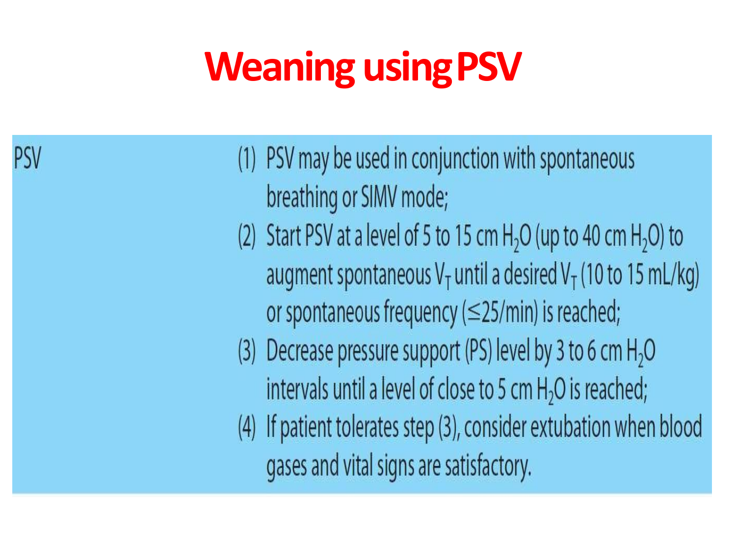# Weaning using PSV

| | |
|---|---|
| PSV | (1) PSV may be used in conjunction with spontaneous breathing or SIMV mode; (2) Start PSV at a level of 5 to 15 cm $H_2O$ (up to 40 cm $H_2O$) to augment spontaneous $V_T$ until a desired $V_T$ (10 to 15 mL/kg) or spontaneous frequency ($\leq$25/min) is reached; (3) Decrease pressure support (PS) level by 3 to 6 cm $H_2O$ intervals until a level of close to 5 cm $H_2O$ is reached; (4) If patient tolerates step (3), consider extubation when blood gases and vital signs are satisfactory. |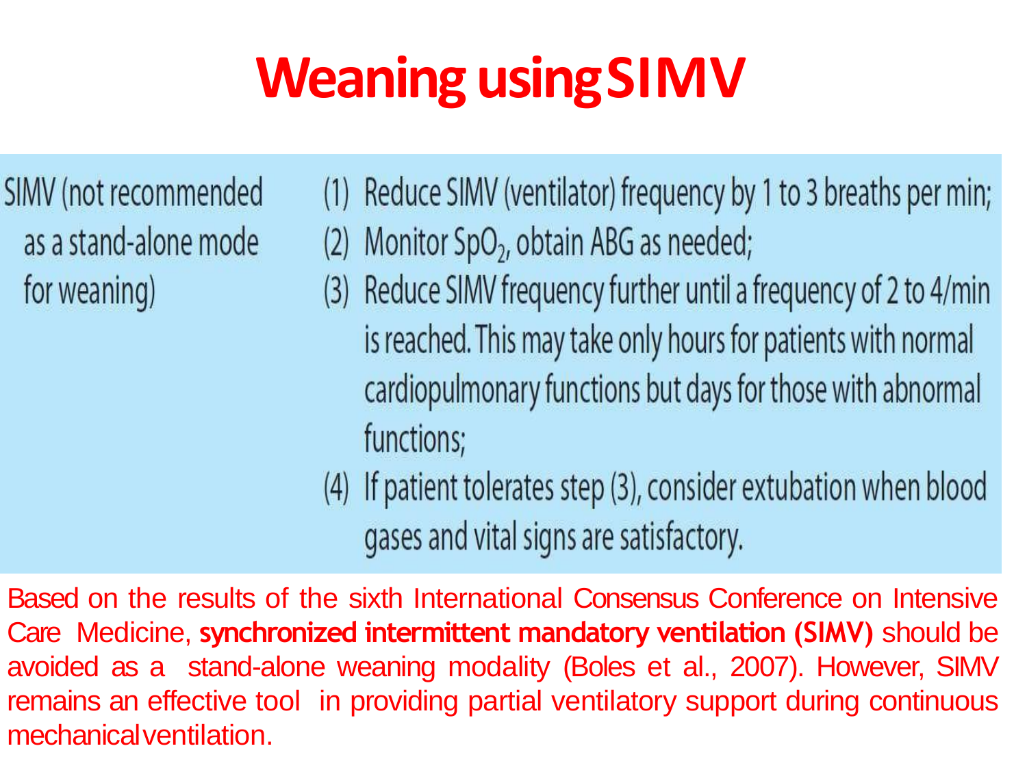# Weaning using SIMV

| | |
|---|---|
| SIMV (not recommended as a stand-alone mode for weaning) | (1) Reduce SIMV (ventilator) frequency by 1 to 3 breaths per min; (2) Monitor $SpO_2$, obtain ABG as needed; (3) Reduce SIMV frequency further until a frequency of 2 to 4/min is reached. This may take only hours for patients with normal cardiopulmonary functions but days for those with abnormal functions; (4) If patient tolerates step (3), consider extubation when blood gases and vital signs are satisfactory. |

Based on the results of the sixth International Consensus Conference on Intensive Care Medicine, **synchronized intermittent mandatory ventilation (SIMV)** should be avoided as a stand-alone weaning modality (Boles et al., 2007). However, SIMV remains an effective tool in providing partial ventilatory support during continuous mechanical ventilation.